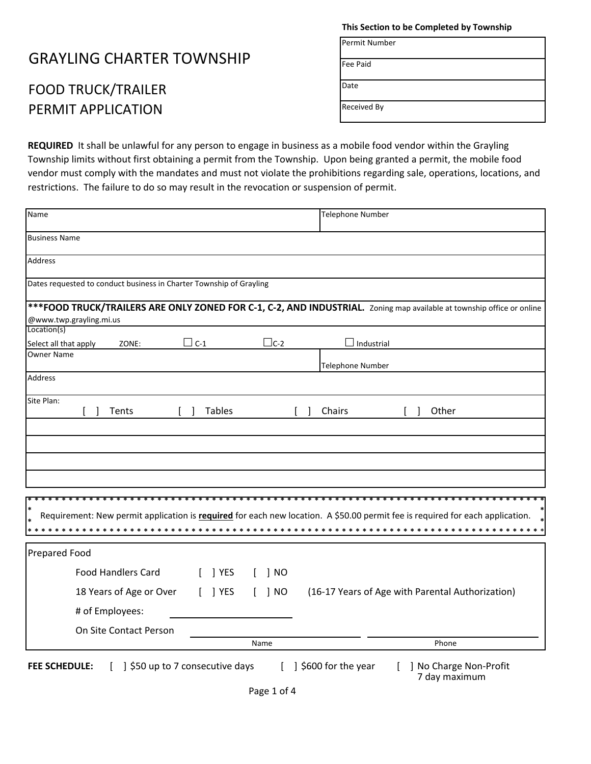**This Section to be Completed by Township**

| Permit Number | |
|---|---|
| Fee Paid | |
| Date | |
| Received By | |

# GRAYLING CHARTER TOWNSHIP

## FOOD TRUCK/TRAILER PERMIT APPLICATION

**REQUIRED** It shall be unlawful for any person to engage in business as a mobile food vendor within the Grayling Township limits without first obtaining a permit from the Township. Upon being granted a permit, the mobile food vendor must comply with the mandates and must not violate the prohibitions regarding sale, operations, locations, and restrictions. The failure to do so may result in the revocation or suspension of permit.

| Name | Telephone Number |
|---|---|
| Business Name | |
| Address | |
| Dates requested to conduct business in Charter Township of Grayling | |

**\*\*\*FOOD TRUCK/TRAILERS ARE ONLY ZONED FOR C-1, C-2, AND INDUSTRIAL.** Zoning map available at township office or online @www.twp.grayling.mi.us

| Location(s) | |
|---|---|
| Select all that apply ZONE: ☐ C-1 ☐ C-2 ☐ Industrial | |
| Owner Name | Telephone Number |
| Address | |
| Site Plan: [ ] Tents [ ] Tables [ ] Chairs [ ] Other | |
| | |
| | |
| | |
| | |

Requirement: New permit application is **required** for each new location. A $50.00 permit fee is required for each application.

**Prepared Food**

Food Handlers Card [ ] YES [ ] NO

18 Years of Age or Over [ ] YES [ ] NO (16-17 Years of Age with Parental Authorization)

\# of Employees: ______________

On Site Contact Person ______________________ ______________________
Name Phone

**FEE SCHEDULE:** [ ] $50 up to 7 consecutive days [ ] $600 for the year [ ] No Charge Non-Profit 7 day maximum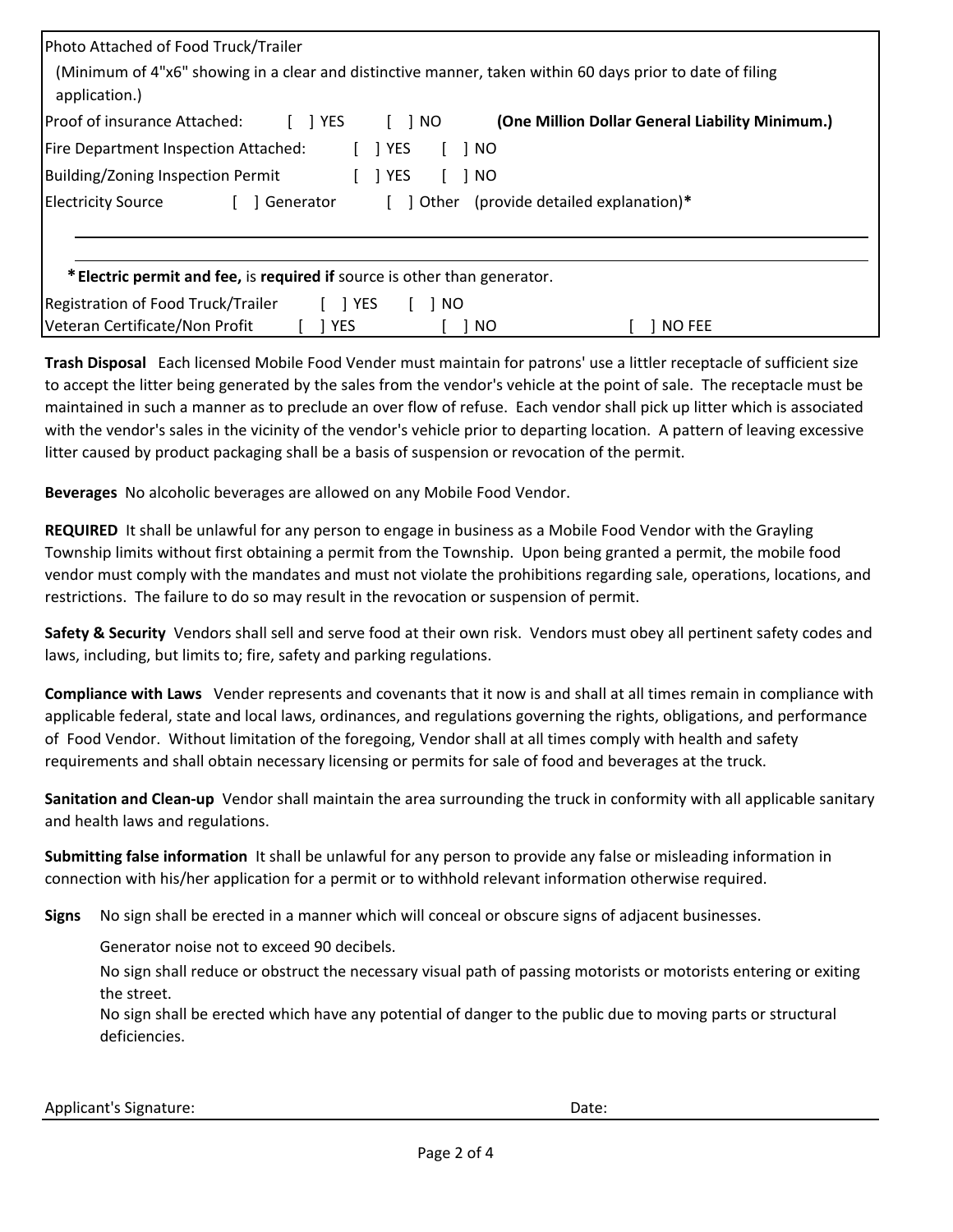Photo Attached of Food Truck/Trailer

(Minimum of 4"x6" showing in a clear and distinctive manner, taken within 60 days prior to date of filing application.)

Proof of insurance Attached: [ ] YES [ ] NO **(One Million Dollar General Liability Minimum.)**

Fire Department Inspection Attached: [ ] YES [ ] NO

Building/Zoning Inspection Permit [ ] YES [ ] NO

Electricity Source [ ] Generator [ ] Other (provide detailed explanation)**\***

______________________________________________________________________

______________________________________________________________________

**\* Electric permit and fee,** is **required if** source is other than generator.

Registration of Food Truck/Trailer [ ] YES [ ] NO

Veteran Certificate/Non Profit [ ] YES [ ] NO [ ] NO FEE

**Trash Disposal** Each licensed Mobile Food Vender must maintain for patrons' use a littler receptacle of sufficient size to accept the litter being generated by the sales from the vendor's vehicle at the point of sale. The receptacle must be maintained in such a manner as to preclude an over flow of refuse. Each vendor shall pick up litter which is associated with the vendor's sales in the vicinity of the vendor's vehicle prior to departing location. A pattern of leaving excessive litter caused by product packaging shall be a basis of suspension or revocation of the permit.

**Beverages** No alcoholic beverages are allowed on any Mobile Food Vendor.

**REQUIRED** It shall be unlawful for any person to engage in business as a Mobile Food Vendor with the Grayling Township limits without first obtaining a permit from the Township. Upon being granted a permit, the mobile food vendor must comply with the mandates and must not violate the prohibitions regarding sale, operations, locations, and restrictions. The failure to do so may result in the revocation or suspension of permit.

**Safety & Security** Vendors shall sell and serve food at their own risk. Vendors must obey all pertinent safety codes and laws, including, but limits to; fire, safety and parking regulations.

**Compliance with Laws** Vender represents and covenants that it now is and shall at all times remain in compliance with applicable federal, state and local laws, ordinances, and regulations governing the rights, obligations, and performance of Food Vendor. Without limitation of the foregoing, Vendor shall at all times comply with health and safety requirements and shall obtain necessary licensing or permits for sale of food and beverages at the truck.

**Sanitation and Clean-up** Vendor shall maintain the area surrounding the truck in conformity with all applicable sanitary and health laws and regulations.

**Submitting false information** It shall be unlawful for any person to provide any false or misleading information in connection with his/her application for a permit or to withhold relevant information otherwise required.

**Signs** No sign shall be erected in a manner which will conceal or obscure signs of adjacent businesses.

Generator noise not to exceed 90 decibels.

No sign shall reduce or obstruct the necessary visual path of passing motorists or motorists entering or exiting the street.

No sign shall be erected which have any potential of danger to the public due to moving parts or structural deficiencies.

Applicant's Signature: ______________________________ Date: ______________________________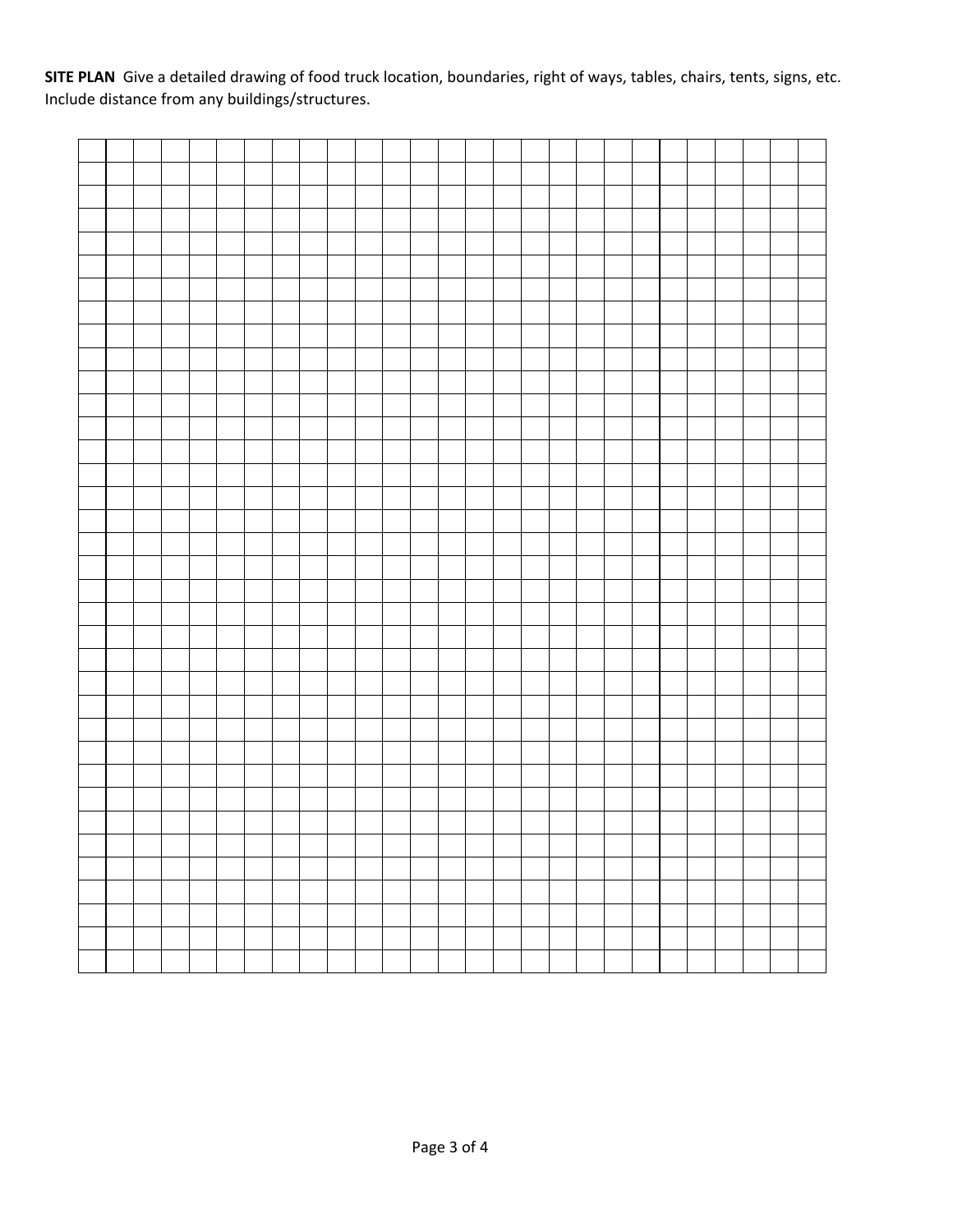**SITE PLAN** Give a detailed drawing of food truck location, boundaries, right of ways, tables, chairs, tents, signs, etc. Include distance from any buildings/structures.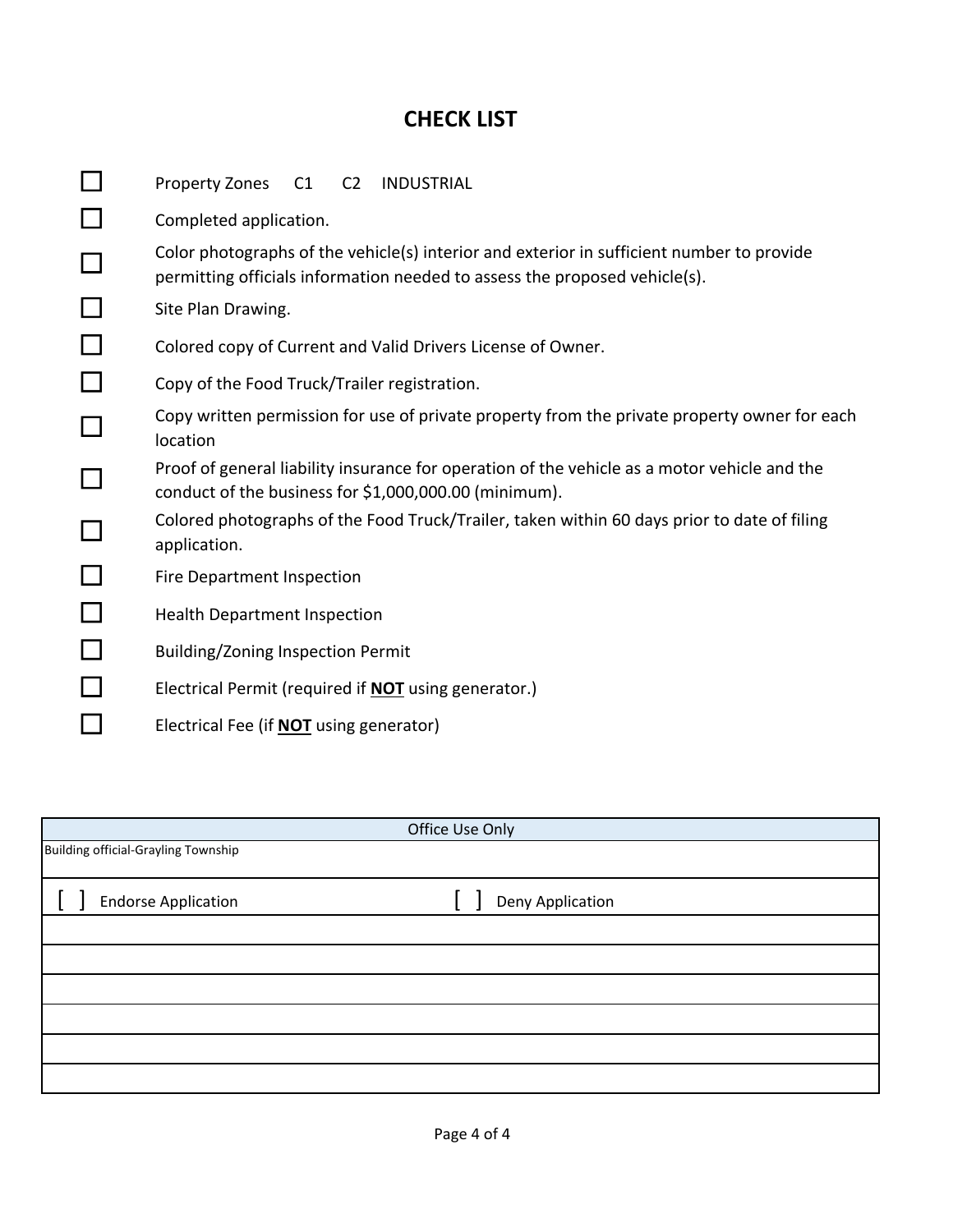# CHECK LIST

- ☐ Property Zones C1 C2 INDUSTRIAL
- ☐ Completed application.
- ☐ Color photographs of the vehicle(s) interior and exterior in sufficient number to provide permitting officials information needed to assess the proposed vehicle(s).
- ☐ Site Plan Drawing.
- ☐ Colored copy of Current and Valid Drivers License of Owner.
- ☐ Copy of the Food Truck/Trailer registration.
- ☐ Copy written permission for use of private property from the private property owner for each location
- ☐ Proof of general liability insurance for operation of the vehicle as a motor vehicle and the conduct of the business for $1,000,000.00 (minimum).
- ☐ Colored photographs of the Food Truck/Trailer, taken within 60 days prior to date of filing application.
- ☐ Fire Department Inspection
- ☐ Health Department Inspection
- ☐ Building/Zoning Inspection Permit
- ☐ Electrical Permit (required if **NOT** using generator.)
- ☐ Electrical Fee (if **NOT** using generator)

| Office Use Only | |
|---|---|
| Building official-Grayling Township | |
| [ ] Endorse Application | [ ] Deny Application |
| | |
| | |
| | |
| | |
| | |
| | |